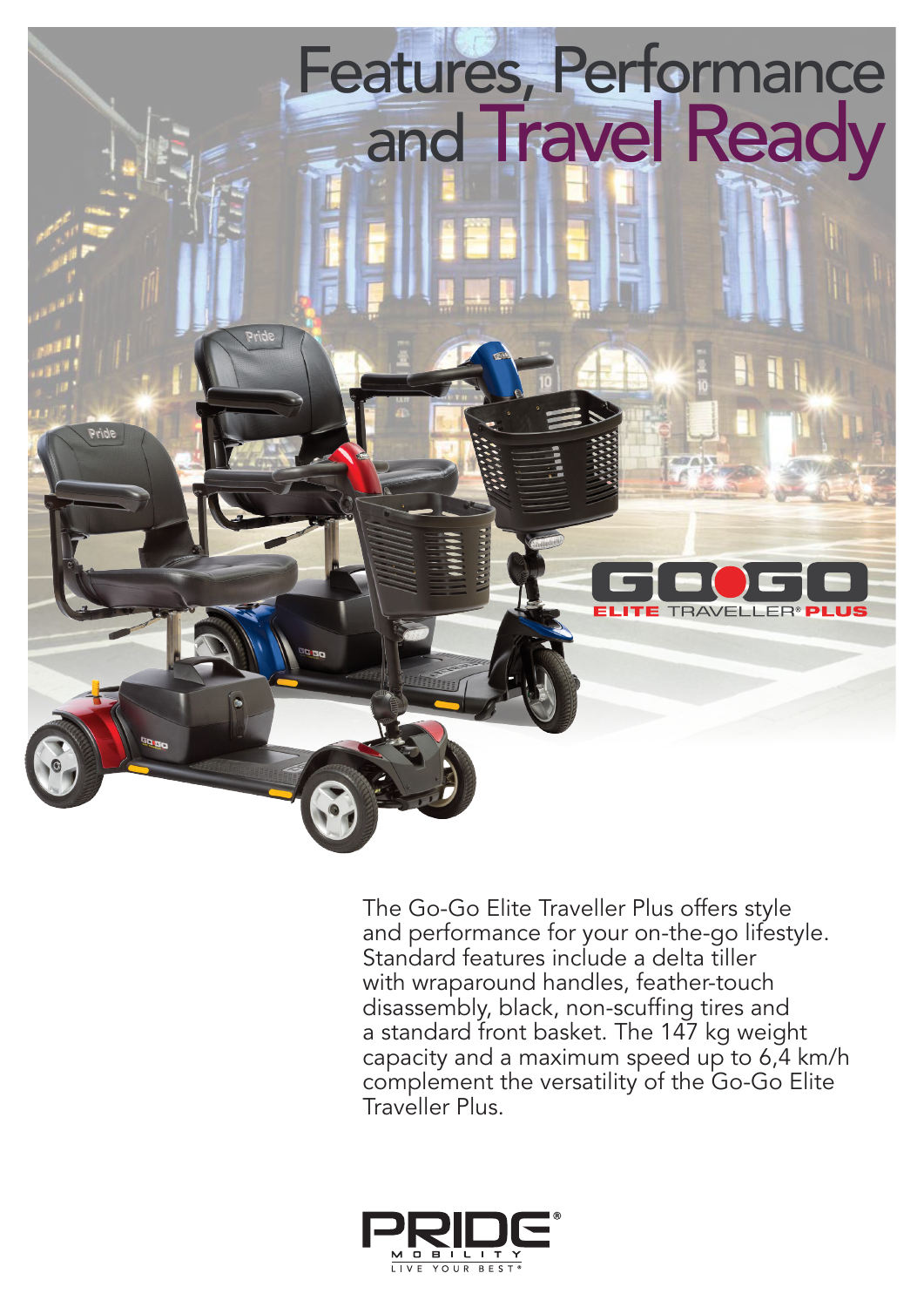# Features, Performance and Travel Ready

GO GO ELITE TRAVELLER® PLUS

The Go-Go Elite Traveller Plus offers style and performance for your on-the-go lifestyle. Standard features include a delta tiller with wraparound handles, feather-touch disassembly, black, non-scuffing tires and a standard front basket. The 147 kg weight capacity and a maximum speed up to 6,4 km/h complement the versatility of the Go-Go Elite Traveller Plus.

PRIDE® MOBILITY
LIVE YOUR BEST®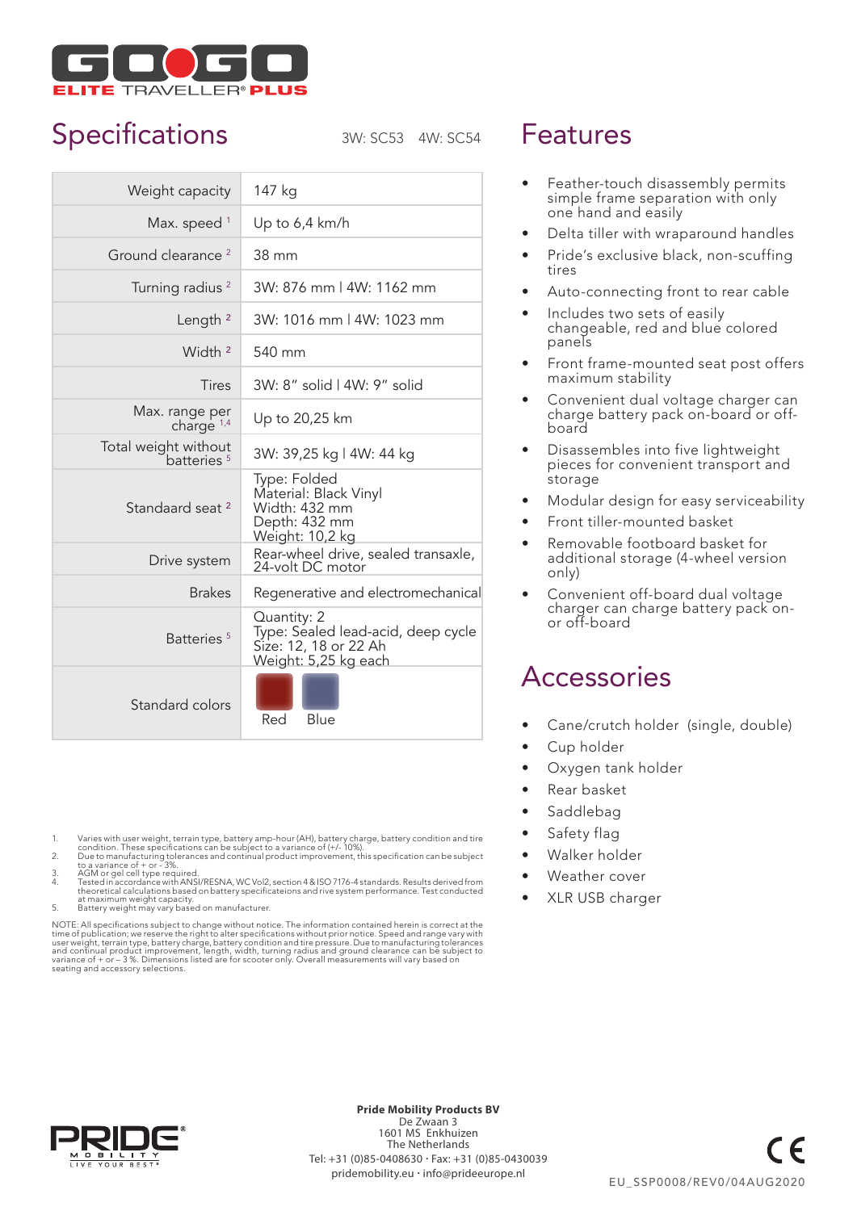GOGO ELITE TRAVELLER® PLUS

# Specifications

3W: SC53 4W: SC54

| | |
|---|---|
| Weight capacity | 147 kg |
| Max. speed [1] | Up to 6,4 km/h |
| Ground clearance [2] | 38 mm |
| Turning radius [2] | 3W: 876 mm I 4W: 1162 mm |
| Length [2] | 3W: 1016 mm I 4W: 1023 mm |
| Width [2] | 540 mm |
| Tires | 3W: 8" solid I 4W: 9" solid |
| Max. range per charge [1,4] | Up to 20,25 km |
| Total weight without batteries [5] | 3W: 39,25 kg I 4W: 44 kg |
| Standaard seat [2] | Type: Folded<br>Material: Black Vinyl<br>Width: 432 mm<br>Depth: 432 mm<br>Weight: 10,2 kg |
| Drive system | Rear-wheel drive, sealed transaxle, 24-volt DC motor |
| Brakes | Regenerative and electromechanical |
| Batteries [5] | Quantity: 2<br>Type: Sealed lead-acid, deep cycle<br>Size: 12, 18 or 22 Ah<br>Weight: 5,25 kg each |
| Standard colors | Red Blue |

1. Varies with user weight, terrain type, battery amp-hour (AH), battery charge, battery condition and tire condition. These specifications can be subject to a variance of (+/- 10%).
2. Due to manufacturing tolerances and continual product improvement, this specification can be subject to a variance of + or - 3%.
3. AGM or gel cell type required.
4. Tested in accordance with ANSI/RESNA, WC Vol2, section 4 & ISO 7176-4 standards. Results derived from theoretical calculations based on battery specificateions and rive system performance. Test conducted at maximum weight capacity.
5. Battery weight may vary based on manufacturer.

NOTE: All specifications subject to change without notice. The information contained herein is correct at the time of publication; we reserve the right to alter specifications without prior notice. Speed and range vary with user weight, terrain type, battery charge, battery condition and tire pressure. Due to manufacturing tolerances and continual product improvement, length, width, turning radius and ground clearance can be subject to variance of + or – 3 %. Dimensions listed are for scooter only. Overall measurements will vary based on seating and accessory selections.

# Features

- Feather-touch disassembly permits simple frame separation with only one hand and easily
- Delta tiller with wraparound handles
- Pride's exclusive black, non-scuffing tires
- Auto-connecting front to rear cable
- Includes two sets of easily changeable, red and blue colored panels
- Front frame-mounted seat post offers maximum stability
- Convenient dual voltage charger can charge battery pack on-board or off-board
- Disassembles into five lightweight pieces for convenient transport and storage
- Modular design for easy serviceability
- Front tiller-mounted basket
- Removable footboard basket for additional storage (4-wheel version only)
- Convenient off-board dual voltage charger can charge battery pack on- or off-board

# Accessories

- Cane/crutch holder (single, double)
- Cup holder
- Oxygen tank holder
- Rear basket
- Saddlebag
- Safety flag
- Walker holder
- Weather cover
- XLR USB charger

PRIDE® MOBILITY LIVE YOUR BEST®

**Pride Mobility Products BV**
De Zwaan 3
1601 MS Enkhuizen
The Netherlands
Tel: +31 (0)85-0408630 · Fax: +31 (0)85-0430039
pridemobility.eu · info@prideeurope.nl

CE

EU_SSP0008/REV0/04AUG2020